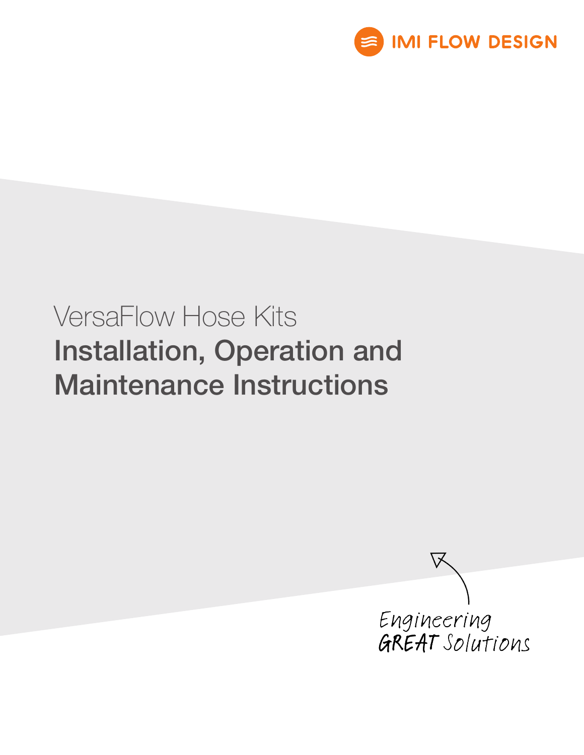IMI FLOW DESIGN

# VersaFlow Hose Kits

## Installation, Operation and Maintenance Instructions

*Engineering GREAT Solutions*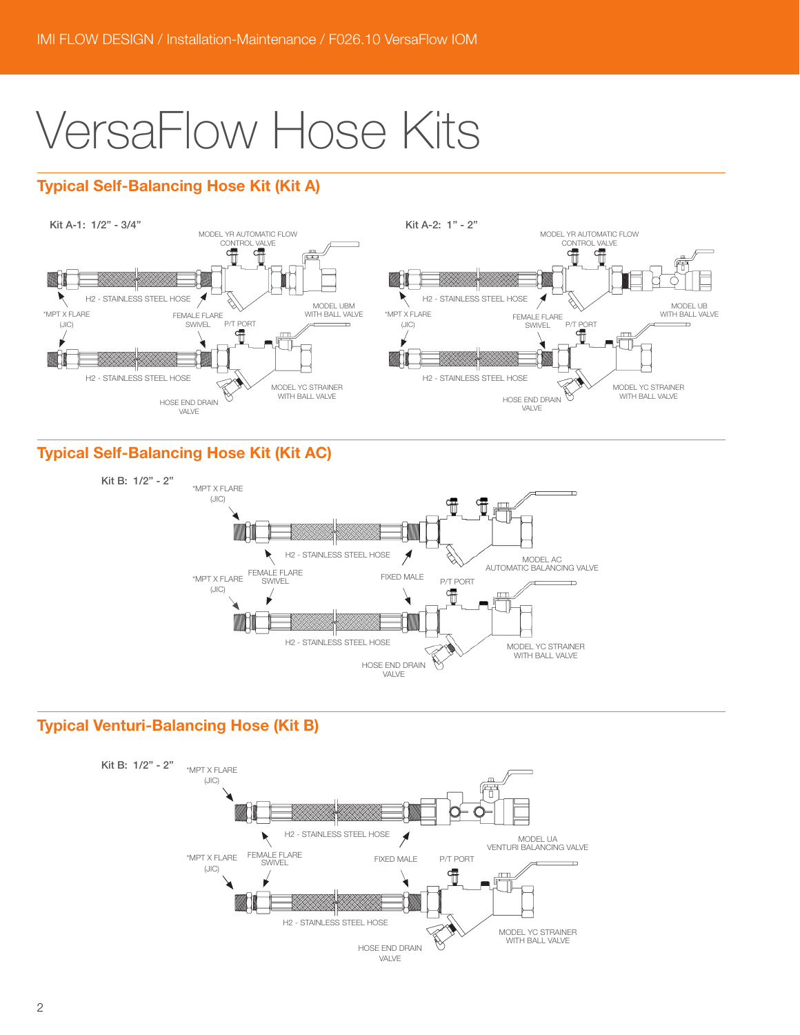# VersaFlow Hose Kits

## Typical Self-Balancing Hose Kit (Kit A)

**Kit A-1: 1/2" - 3/4"**

MODEL YR AUTOMATIC FLOW CONTROL VALVE

H2 - STAINLESS STEEL HOSE

*MPT X FLARE (JIC)

FEMALE FLARE SWIVEL

P/T PORT

MODEL UBM WITH BALL VALVE

H2 - STAINLESS STEEL HOSE

HOSE END DRAIN VALVE

MODEL YC STRAINER WITH BALL VALVE

**Kit A-2: 1" - 2"**

MODEL YR AUTOMATIC FLOW CONTROL VALVE

H2 - STAINLESS STEEL HOSE

*MPT X FLARE (JIC)

FEMALE FLARE SWIVEL

P/T PORT

MODEL UB WITH BALL VALVE

H2 - STAINLESS STEEL HOSE

HOSE END DRAIN VALVE

MODEL YC STRAINER WITH BALL VALVE

## Typical Self-Balancing Hose Kit (Kit AC)

**Kit B: 1/2" - 2"**

*MPT X FLARE (JIC)

H2 - STAINLESS STEEL HOSE

MODEL AC AUTOMATIC BALANCING VALVE

*MPT X FLARE (JIC)

FEMALE FLARE SWIVEL

FIXED MALE

P/T PORT

H2 - STAINLESS STEEL HOSE

MODEL YC STRAINER WITH BALL VALVE

HOSE END DRAIN VALVE

## Typical Venturi-Balancing Hose (Kit B)

**Kit B: 1/2" - 2"**

*MPT X FLARE (JIC)

H2 - STAINLESS STEEL HOSE

MODEL UA VENTURI BALANCING VALVE

*MPT X FLARE (JIC)

FEMALE FLARE SWIVEL

FIXED MALE

P/T PORT

H2 - STAINLESS STEEL HOSE

MODEL YC STRAINER WITH BALL VALVE

HOSE END DRAIN VALVE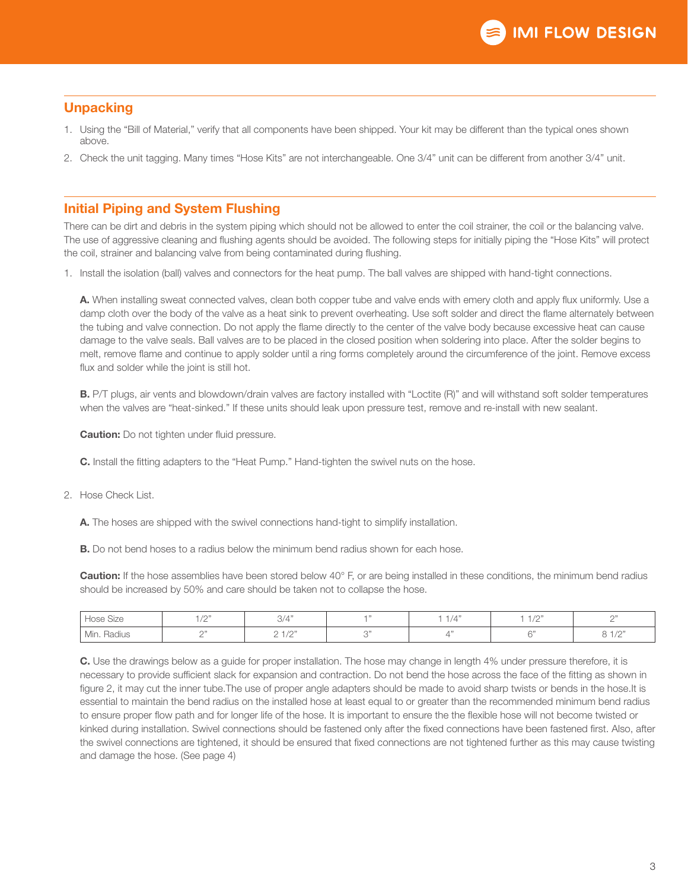## Unpacking

1. Using the "Bill of Material," verify that all components have been shipped. Your kit may be different than the typical ones shown above.
2. Check the unit tagging. Many times "Hose Kits" are not interchangeable. One 3/4" unit can be different from another 3/4" unit.

## Initial Piping and System Flushing

There can be dirt and debris in the system piping which should not be allowed to enter the coil strainer, the coil or the balancing valve. The use of aggressive cleaning and flushing agents should be avoided. The following steps for initially piping the "Hose Kits" will protect the coil, strainer and balancing valve from being contaminated during flushing.

1. Install the isolation (ball) valves and connectors for the heat pump. The ball valves are shipped with hand-tight connections.

   **A.** When installing sweat connected valves, clean both copper tube and valve ends with emery cloth and apply flux uniformly. Use a damp cloth over the body of the valve as a heat sink to prevent overheating. Use soft solder and direct the flame alternately between the tubing and valve connection. Do not apply the flame directly to the center of the valve body because excessive heat can cause damage to the valve seals. Ball valves are to be placed in the closed position when soldering into place. After the solder begins to melt, remove flame and continue to apply solder until a ring forms completely around the circumference of the joint. Remove excess flux and solder while the joint is still hot.

   **B.** P/T plugs, air vents and blowdown/drain valves are factory installed with "Loctite (R)" and will withstand soft solder temperatures when the valves are "heat-sinked." If these units should leak upon pressure test, remove and re-install with new sealant.

   **Caution:** Do not tighten under fluid pressure.

   **C.** Install the fitting adapters to the "Heat Pump." Hand-tighten the swivel nuts on the hose.

2. Hose Check List.

   **A.** The hoses are shipped with the swivel connections hand-tight to simplify installation.

   **B.** Do not bend hoses to a radius below the minimum bend radius shown for each hose.

   **Caution:** If the hose assemblies have been stored below 40° F, or are being installed in these conditions, the minimum bend radius should be increased by 50% and care should be taken not to collapse the hose.

| Hose Size | 1/2" | 3/4" | 1" | 1 1/4" | 1 1/2" | 2" |
|---|---|---|---|---|---|---|
| Min. Radius | 2" | 2 1/2" | 3" | 4" | 6" | 8 1/2" |

   **C.** Use the drawings below as a guide for proper installation. The hose may change in length 4% under pressure therefore, it is necessary to provide sufficient slack for expansion and contraction. Do not bend the hose across the face of the fitting as shown in figure 2, it may cut the inner tube.The use of proper angle adapters should be made to avoid sharp twists or bends in the hose.It is essential to maintain the bend radius on the installed hose at least equal to or greater than the recommended minimum bend radius to ensure proper flow path and for longer life of the hose. It is important to ensure the the flexible hose will not become twisted or kinked during installation. Swivel connections should be fastened only after the fixed connections have been fastened first. Also, after the swivel connections are tightened, it should be ensured that fixed connections are not tightened further as this may cause twisting and damage the hose. (See page 4)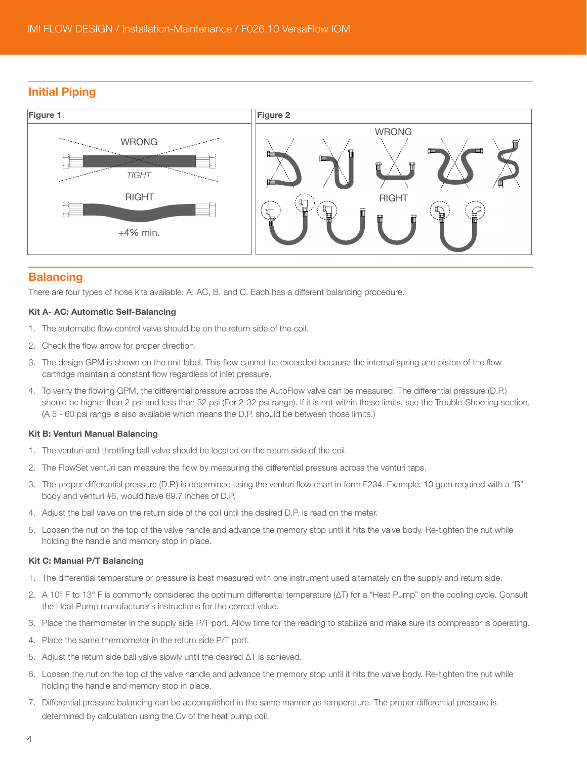## Initial Piping

Figure 1

WRONG

TIGHT

RIGHT

+4% min.

Figure 2

WRONG

RIGHT

## Balancing

There are four types of hose kits available: A, AC, B, and C. Each has a different balancing procedure.

**Kit A- AC: Automatic Self-Balancing**

1. The automatic flow control valve should be on the return side of the coil.
2. Check the flow arrow for proper direction.
3. The design GPM is shown on the unit label. This flow cannot be exceeded because the internal spring and piston of the flow cartridge maintain a constant flow regardless of inlet pressure.
4. To verify the flowing GPM, the differential pressure across the AutoFlow valve can be measured. The differential pressure (D.P.) should be higher than 2 psi and less than 32 psi (For 2-32 psi range). If it is not within these limits, see the Trouble-Shooting section. (A 5 - 60 psi range is also available which means the D.P. should be between those limits.)

**Kit B: Venturi Manual Balancing**

1. The venturi and throttling ball valve should be located on the return side of the coil.
2. The FlowSet venturi can measure the flow by measuring the differential pressure across the venturi taps.
3. The proper differential pressure (D.P.) is determined using the venturi flow chart in form F234. Example: 10 gpm required with a 'B" body and venturi #6, would have 69.7 inches of D.P.
4. Adjust the ball valve on the return side of the coil until the desired D.P. is read on the meter.
5. Loosen the nut on the top of the valve handle and advance the memory stop until it hits the valve body. Re-tighten the nut while holding the handle and memory stop in place.

**Kit C: Manual P/T Balancing**

1. The differential temperature or pressure is best measured with one instrument used alternately on the supply and return side.
2. A 10° F to 13° F is commonly considered the optimum differential temperature (ΔT) for a "Heat Pump" on the cooling cycle. Consult the Heat Pump manufacturer's instructions for the correct value.
3. Place the thermometer in the supply side P/T port. Allow time for the reading to stabilize and make sure its compressor is operating.
4. Place the same thermometer in the return side P/T port.
5. Adjust the return side ball valve slowly until the desired ΔT is achieved.
6. Loosen the nut on the top of the valve handle and advance the memory stop until it hits the valve body. Re-tighten the nut while holding the handle and memory stop in place.
7. Differential pressure balancing can be accomplished in the same manner as temperature. The proper differential pressure is determined by calculation using the Cv of the heat pump coil.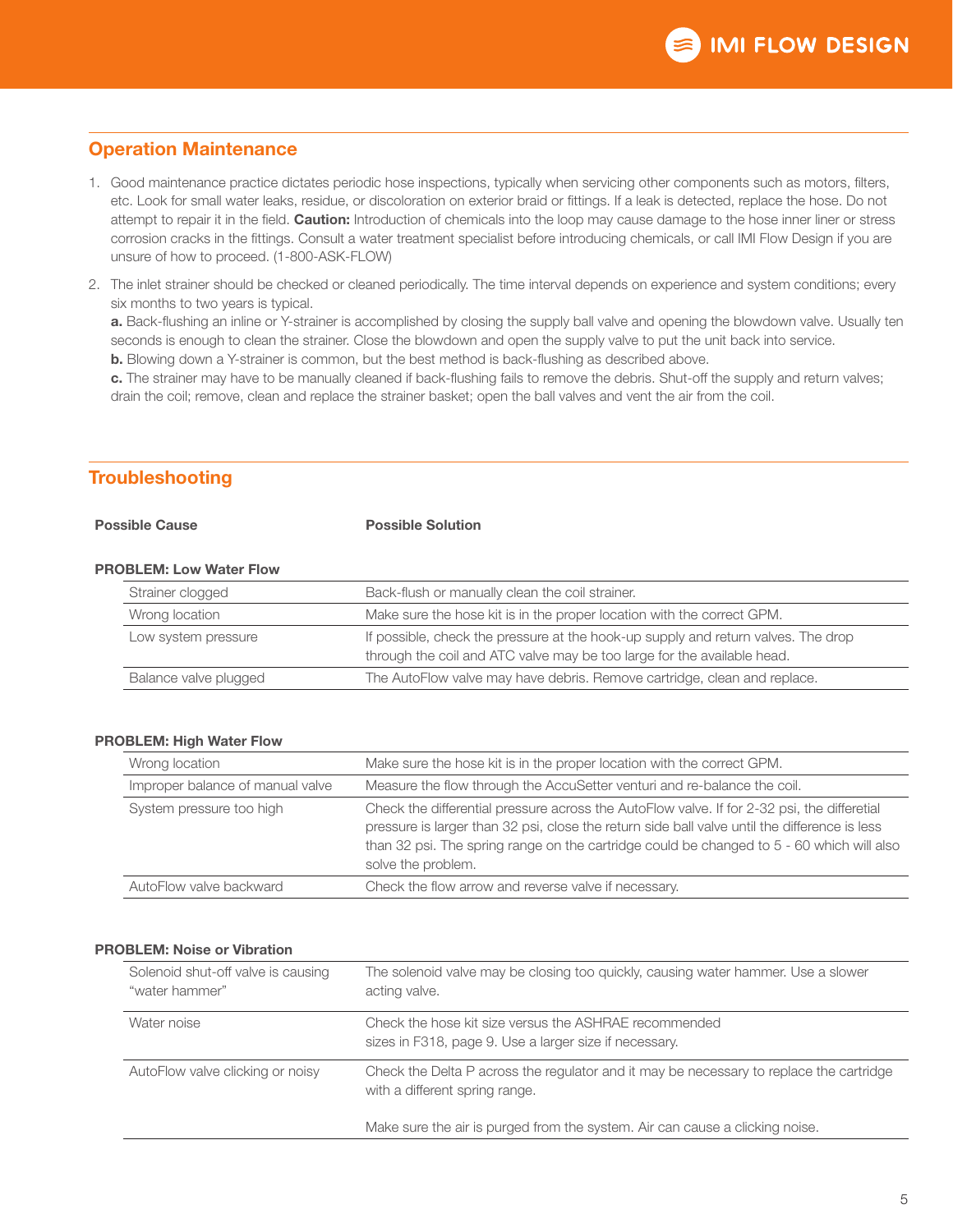## Operation Maintenance

1. Good maintenance practice dictates periodic hose inspections, typically when servicing other components such as motors, filters, etc. Look for small water leaks, residue, or discoloration on exterior braid or fittings. If a leak is detected, replace the hose. Do not attempt to repair it in the field. **Caution:** Introduction of chemicals into the loop may cause damage to the hose inner liner or stress corrosion cracks in the fittings. Consult a water treatment specialist before introducing chemicals, or call IMI Flow Design if you are unsure of how to proceed. (1-800-ASK-FLOW)
2. The inlet strainer should be checked or cleaned periodically. The time interval depends on experience and system conditions; every six months to two years is typical.
   **a.** Back-flushing an inline or Y-strainer is accomplished by closing the supply ball valve and opening the blowdown valve. Usually ten seconds is enough to clean the strainer. Close the blowdown and open the supply valve to put the unit back into service.
   **b.** Blowing down a Y-strainer is common, but the best method is back-flushing as described above.
   **c.** The strainer may have to be manually cleaned if back-flushing fails to remove the debris. Shut-off the supply and return valves; drain the coil; remove, clean and replace the strainer basket; open the ball valves and vent the air from the coil.

## Troubleshooting

**PROBLEM: Low Water Flow**

| Possible Cause | Possible Solution |
|---|---|
| Strainer clogged | Back-flush or manually clean the coil strainer. |
| Wrong location | Make sure the hose kit is in the proper location with the correct GPM. |
| Low system pressure | If possible, check the pressure at the hook-up supply and return valves. The drop through the coil and ATC valve may be too large for the available head. |
| Balance valve plugged | The AutoFlow valve may have debris. Remove cartridge, clean and replace. |

**PROBLEM: High Water Flow**

| Possible Cause | Possible Solution |
|---|---|
| Wrong location | Make sure the hose kit is in the proper location with the correct GPM. |
| Improper balance of manual valve | Measure the flow through the AccuSetter venturi and re-balance the coil. |
| System pressure too high | Check the differential pressure across the AutoFlow valve. If for 2-32 psi, the differetial pressure is larger than 32 psi, close the return side ball valve until the difference is less than 32 psi. The spring range on the cartridge could be changed to 5 - 60 which will also solve the problem. |
| AutoFlow valve backward | Check the flow arrow and reverse valve if necessary. |

**PROBLEM: Noise or Vibration**

| Possible Cause | Possible Solution |
|---|---|
| Solenoid shut-off valve is causing "water hammer" | The solenoid valve may be closing too quickly, causing water hammer. Use a slower acting valve. |
| Water noise | Check the hose kit size versus the ASHRAE recommended sizes in F318, page 9. Use a larger size if necessary. |
| AutoFlow valve clicking or noisy | Check the Delta P across the regulator and it may be necessary to replace the cartridge with a different spring range.<br><br>Make sure the air is purged from the system. Air can cause a clicking noise. |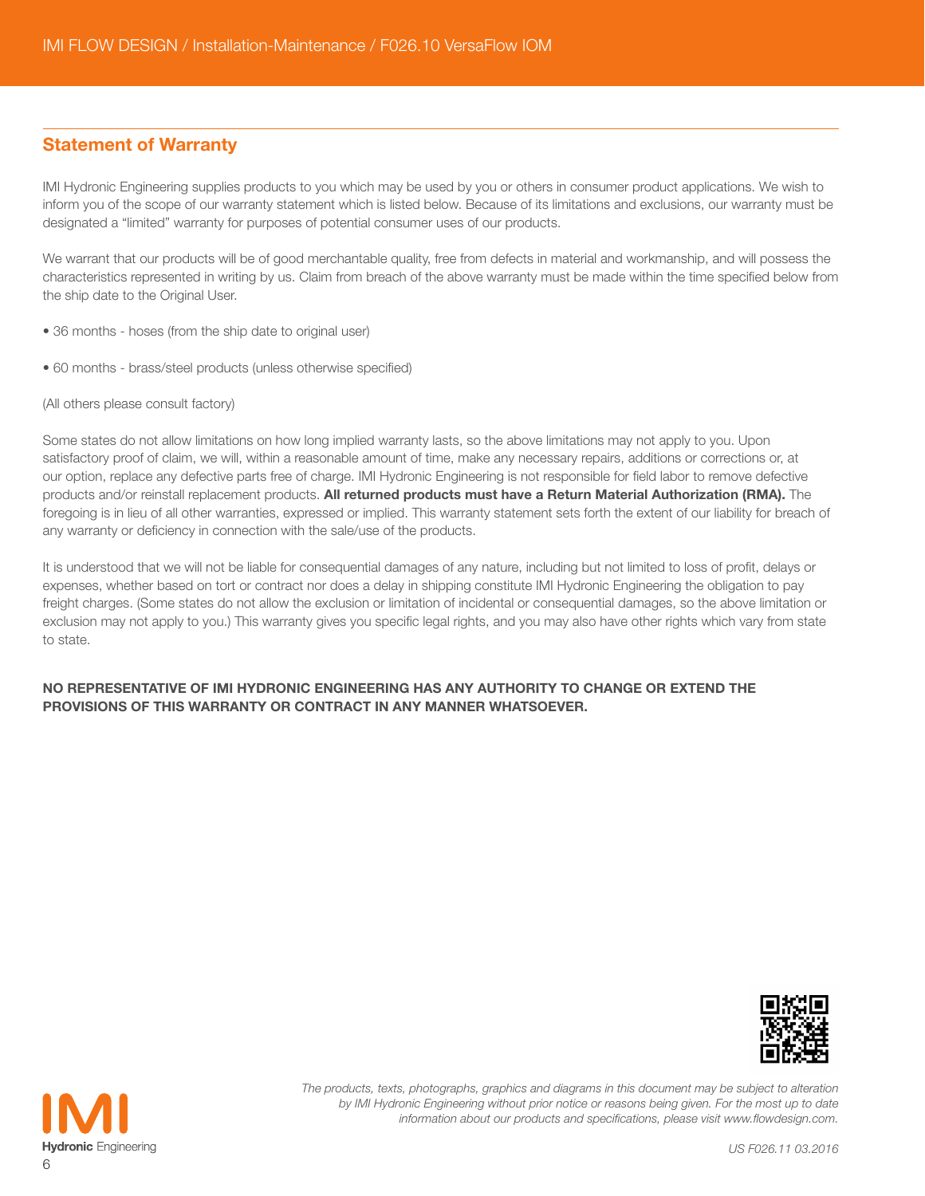## Statement of Warranty

IMI Hydronic Engineering supplies products to you which may be used by you or others in consumer product applications. We wish to inform you of the scope of our warranty statement which is listed below. Because of its limitations and exclusions, our warranty must be designated a “limited” warranty for purposes of potential consumer uses of our products.

We warrant that our products will be of good merchantable quality, free from defects in material and workmanship, and will possess the characteristics represented in writing by us. Claim from breach of the above warranty must be made within the time specified below from the ship date to the Original User.

- 36 months - hoses (from the ship date to original user)
- 60 months - brass/steel products (unless otherwise specified)

(All others please consult factory)

Some states do not allow limitations on how long implied warranty lasts, so the above limitations may not apply to you. Upon satisfactory proof of claim, we will, within a reasonable amount of time, make any necessary repairs, additions or corrections or, at our option, replace any defective parts free of charge. IMI Hydronic Engineering is not responsible for field labor to remove defective products and/or reinstall replacement products. **All returned products must have a Return Material Authorization (RMA).** The foregoing is in lieu of all other warranties, expressed or implied. This warranty statement sets forth the extent of our liability for breach of any warranty or deficiency in connection with the sale/use of the products.

It is understood that we will not be liable for consequential damages of any nature, including but not limited to loss of profit, delays or expenses, whether based on tort or contract nor does a delay in shipping constitute IMI Hydronic Engineering the obligation to pay freight charges. (Some states do not allow the exclusion or limitation of incidental or consequential damages, so the above limitation or exclusion may not apply to you.) This warranty gives you specific legal rights, and you may also have other rights which vary from state to state.

**NO REPRESENTATIVE OF IMI HYDRONIC ENGINEERING HAS ANY AUTHORITY TO CHANGE OR EXTEND THE PROVISIONS OF THIS WARRANTY OR CONTRACT IN ANY MANNER WHATSOEVER.**

*The products, texts, photographs, graphics and diagrams in this document may be subject to alteration by IMI Hydronic Engineering without prior notice or reasons being given. For the most up to date information about our products and specifications, please visit www.flowdesign.com.*

IMI Hydronic Engineering

*US F026.11 03.2016*